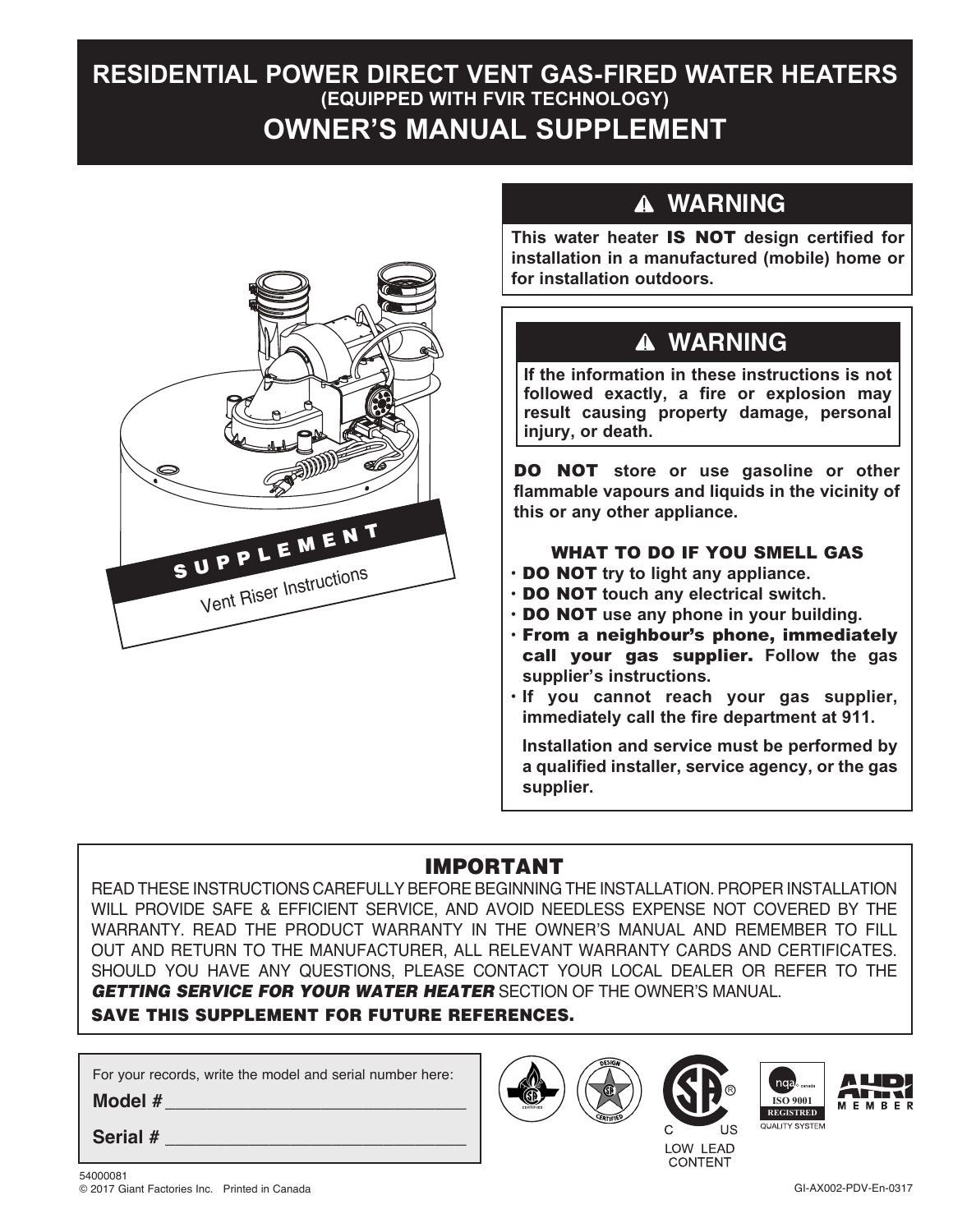# RESIDENTIAL POWER DIRECT VENT GAS-FIRED WATER HEATERS
### (EQUIPPED WITH FVIR TECHNOLOGY)
## OWNER'S MANUAL SUPPLEMENT

SUPPLEMENT

Vent Riser Instructions

### ⚠ WARNING

**This water heater IS NOT design certified for installation in a manufactured (mobile) home or for installation outdoors.**

### ⚠ WARNING

**If the information in these instructions is not followed exactly, a fire or explosion may result causing property damage, personal injury, or death.**

**DO NOT store or use gasoline or other flammable vapours and liquids in the vicinity of this or any other appliance.**

**WHAT TO DO IF YOU SMELL GAS**

- **DO NOT try to light any appliance.**
- **DO NOT touch any electrical switch.**
- **DO NOT use any phone in your building.**
- **From a neighbour's phone, immediately call your gas supplier. Follow the gas supplier's instructions.**
- **If you cannot reach your gas supplier, immediately call the fire department at 911.**

**Installation and service must be performed by a qualified installer, service agency, or the gas supplier.**

### IMPORTANT

READ THESE INSTRUCTIONS CAREFULLY BEFORE BEGINNING THE INSTALLATION. PROPER INSTALLATION WILL PROVIDE SAFE & EFFICIENT SERVICE, AND AVOID NEEDLESS EXPENSE NOT COVERED BY THE WARRANTY. READ THE PRODUCT WARRANTY IN THE OWNER'S MANUAL AND REMEMBER TO FILL OUT AND RETURN TO THE MANUFACTURER, ALL RELEVANT WARRANTY CARDS AND CERTIFICATES. SHOULD YOU HAVE ANY QUESTIONS, PLEASE CONTACT YOUR LOCAL DEALER OR REFER TO THE ***GETTING SERVICE FOR YOUR WATER HEATER*** SECTION OF THE OWNER'S MANUAL.

**SAVE THIS SUPPLEMENT FOR FUTURE REFERENCES.**

For your records, write the model and serial number here:

**Model #** ______________________________

**Serial #** ______________________________

C US LOW LEAD CONTENT

ISO 9001 REGISTRED QUALITY SYSTEM

AHRI MEMBER

54000081
© 2017 Giant Factories Inc. Printed in Canada

GI-AX002-PDV-En-0317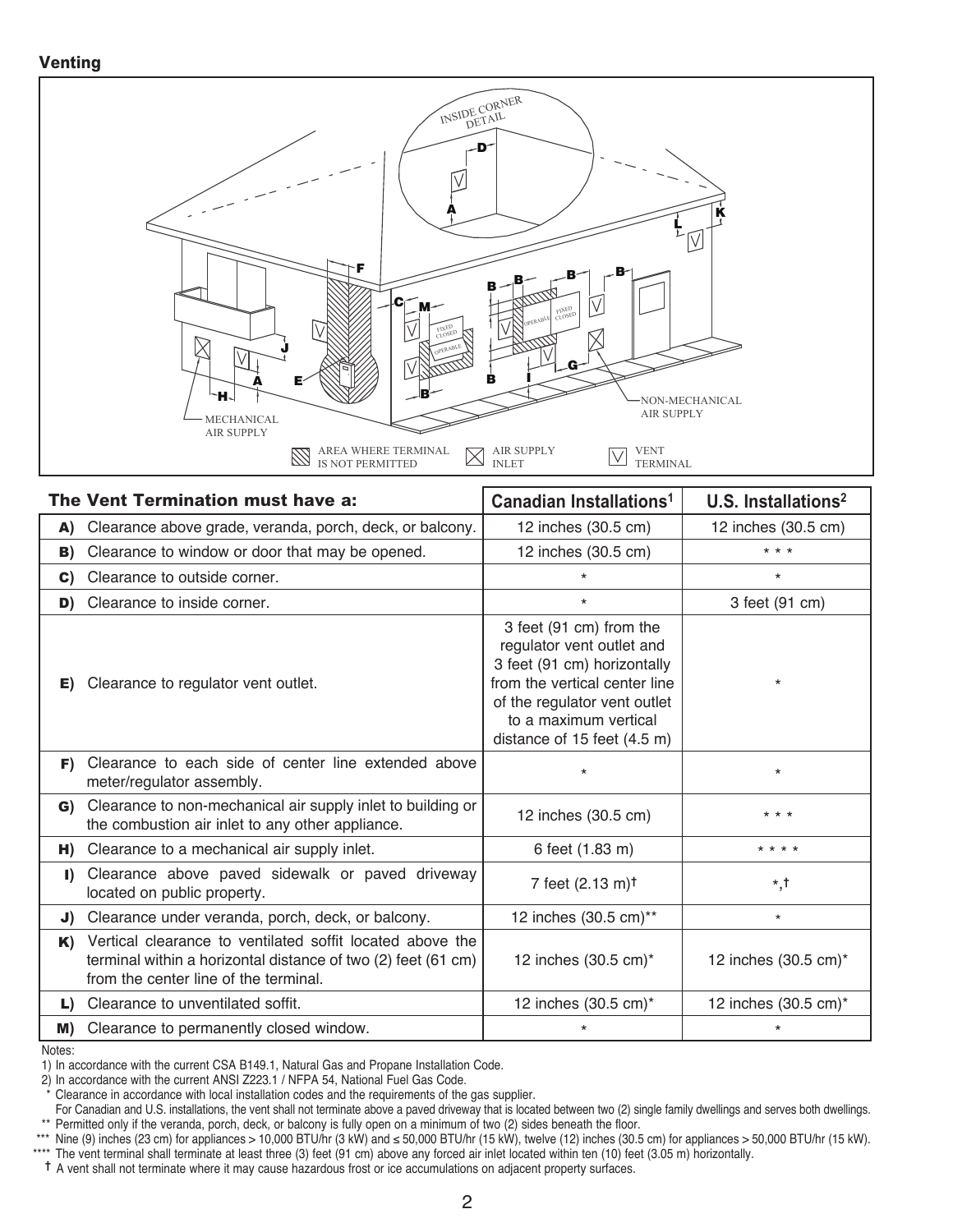## Venting

INSIDE CORNER DETAIL

MECHANICAL AIR SUPPLY

NON-MECHANICAL AIR SUPPLY

AREA WHERE TERMINAL IS NOT PERMITTED

AIR SUPPLY INLET

VENT TERMINAL

| The Vent Termination must have a: | Canadian Installations[1] | U.S. Installations[2] |
|---|---|---|
| **A)** Clearance above grade, veranda, porch, deck, or balcony. | 12 inches (30.5 cm) | 12 inches (30.5 cm) |
| **B)** Clearance to window or door that may be opened. | 12 inches (30.5 cm) | * * * |
| **C)** Clearance to outside corner. | * | * |
| **D)** Clearance to inside corner. | * | 3 feet (91 cm) |
| **E)** Clearance to regulator vent outlet. | 3 feet (91 cm) from the regulator vent outlet and 3 feet (91 cm) horizontally from the vertical center line of the regulator vent outlet to a maximum vertical distance of 15 feet (4.5 m) | * |
| **F)** Clearance to each side of center line extended above meter/regulator assembly. | * | * |
| **G)** Clearance to non-mechanical air supply inlet to building or the combustion air inlet to any other appliance. | 12 inches (30.5 cm) | * * * |
| **H)** Clearance to a mechanical air supply inlet. | 6 feet (1.83 m) | * * * * |
| **I)** Clearance above paved sidewalk or paved driveway located on public property. | 7 feet (2.13 m)† | *,† |
| **J)** Clearance under veranda, porch, deck, or balcony. | 12 inches (30.5 cm)** | * |
| **K)** Vertical clearance to ventilated soffit located above the terminal within a horizontal distance of two (2) feet (61 cm) from the center line of the terminal. | 12 inches (30.5 cm)* | 12 inches (30.5 cm)* |
| **L)** Clearance to unventilated soffit. | 12 inches (30.5 cm)* | 12 inches (30.5 cm)* |
| **M)** Clearance to permanently closed window. | * | * |

Notes:

1) In accordance with the current CSA B149.1, Natural Gas and Propane Installation Code.

2) In accordance with the current ANSI Z223.1 / NFPA 54, National Fuel Gas Code.

\* Clearance in accordance with local installation codes and the requirements of the gas supplier.
For Canadian and U.S. installations, the vent shall not terminate above a paved driveway that is located between two (2) single family dwellings and serves both dwellings.

\*\* Permitted only if the veranda, porch, deck, or balcony is fully open on a minimum of two (2) sides beneath the floor.

\*\*\* Nine (9) inches (23 cm) for appliances > 10,000 BTU/hr (3 kW) and ≤ 50,000 BTU/hr (15 kW), twelve (12) inches (30.5 cm) for appliances > 50,000 BTU/hr (15 kW).

\*\*\*\* The vent terminal shall terminate at least three (3) feet (91 cm) above any forced air inlet located within ten (10) feet (3.05 m) horizontally.

† A vent shall not terminate where it may cause hazardous frost or ice accumulations on adjacent property surfaces.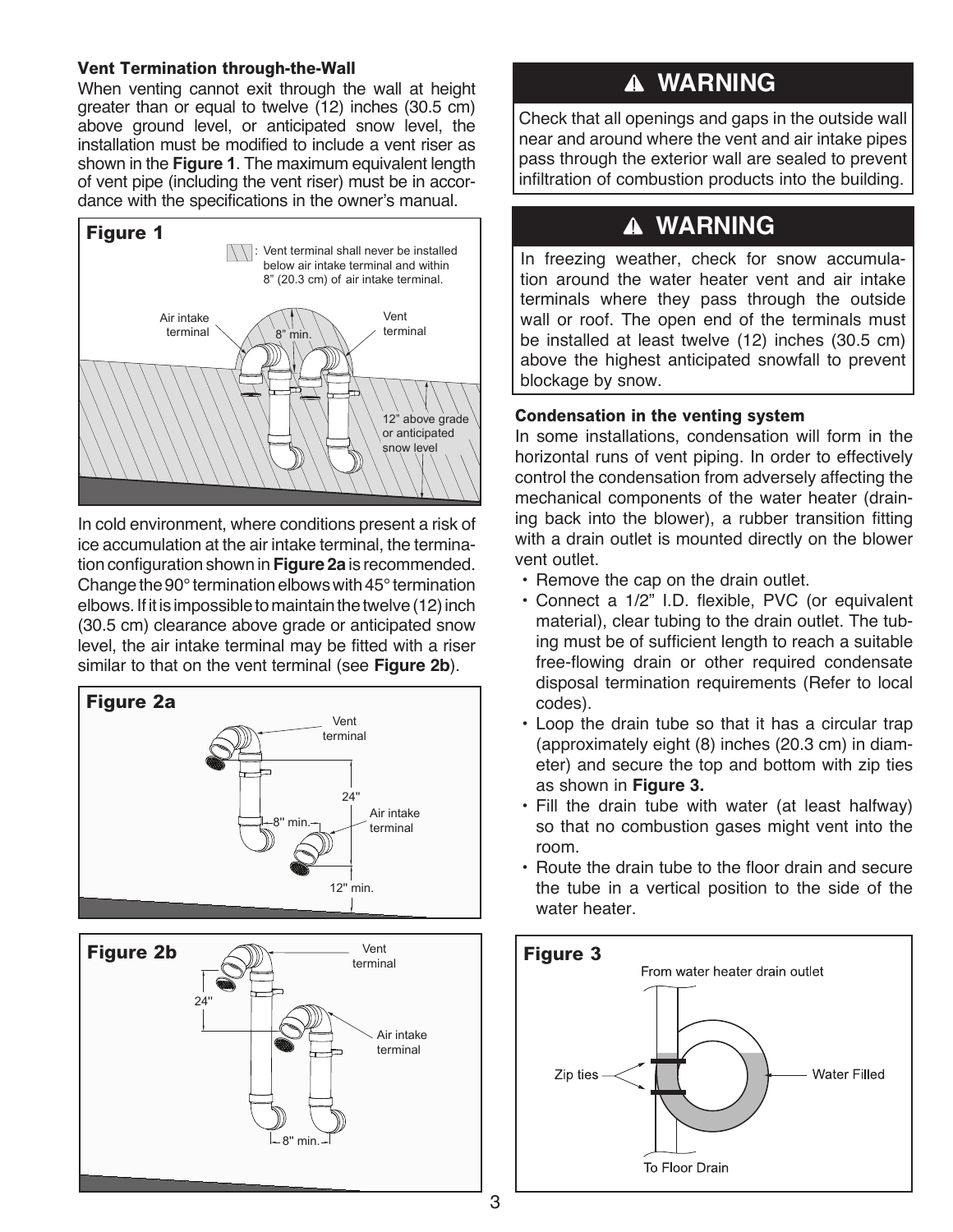### Vent Termination through-the-Wall

When venting cannot exit through the wall at height greater than or equal to twelve (12) inches (30.5 cm) above ground level, or anticipated snow level, the installation must be modified to include a vent riser as shown in the **Figure 1**. The maximum equivalent length of vent pipe (including the vent riser) must be in accordance with the specifications in the owner's manual.

**Figure 1**

Vent terminal shall never be installed below air intake terminal and within 8" (20.3 cm) of air intake terminal.

Air intake terminal · 8" min. · Vent terminal · 12" above grade or anticipated snow level

In cold environment, where conditions present a risk of ice accumulation at the air intake terminal, the termination configuration shown in **Figure 2a** is recommended. Change the 90° termination elbows with 45° termination elbows. If it is impossible to maintain the twelve (12) inch (30.5 cm) clearance above grade or anticipated snow level, the air intake terminal may be fitted with a riser similar to that on the vent terminal (see **Figure 2b**).

**Figure 2a**

Vent terminal · 24" · 8" min. · Air intake terminal · 12" min.

**Figure 2b**

Vent terminal · 24" · Air intake terminal · 8" min.

## ⚠ WARNING

Check that all openings and gaps in the outside wall near and around where the vent and air intake pipes pass through the exterior wall are sealed to prevent infiltration of combustion products into the building.

## ⚠ WARNING

In freezing weather, check for snow accumulation around the water heater vent and air intake terminals where they pass through the outside wall or roof. The open end of the terminals must be installed at least twelve (12) inches (30.5 cm) above the highest anticipated snowfall to prevent blockage by snow.

### Condensation in the venting system

In some installations, condensation will form in the horizontal runs of vent piping. In order to effectively control the condensation from adversely affecting the mechanical components of the water heater (draining back into the blower), a rubber transition fitting with a drain outlet is mounted directly on the blower vent outlet.

- Remove the cap on the drain outlet.
- Connect a 1/2" I.D. flexible, PVC (or equivalent material), clear tubing to the drain outlet. The tubing must be of sufficient length to reach a suitable free-flowing drain or other required condensate disposal termination requirements (Refer to local codes).
- Loop the drain tube so that it has a circular trap (approximately eight (8) inches (20.3 cm) in diameter) and secure the top and bottom with zip ties as shown in **Figure 3.**
- Fill the drain tube with water (at least halfway) so that no combustion gases might vent into the room.
- Route the drain tube to the floor drain and secure the tube in a vertical position to the side of the water heater.

**Figure 3**

From water heater drain outlet · Zip ties · Water Filled · To Floor Drain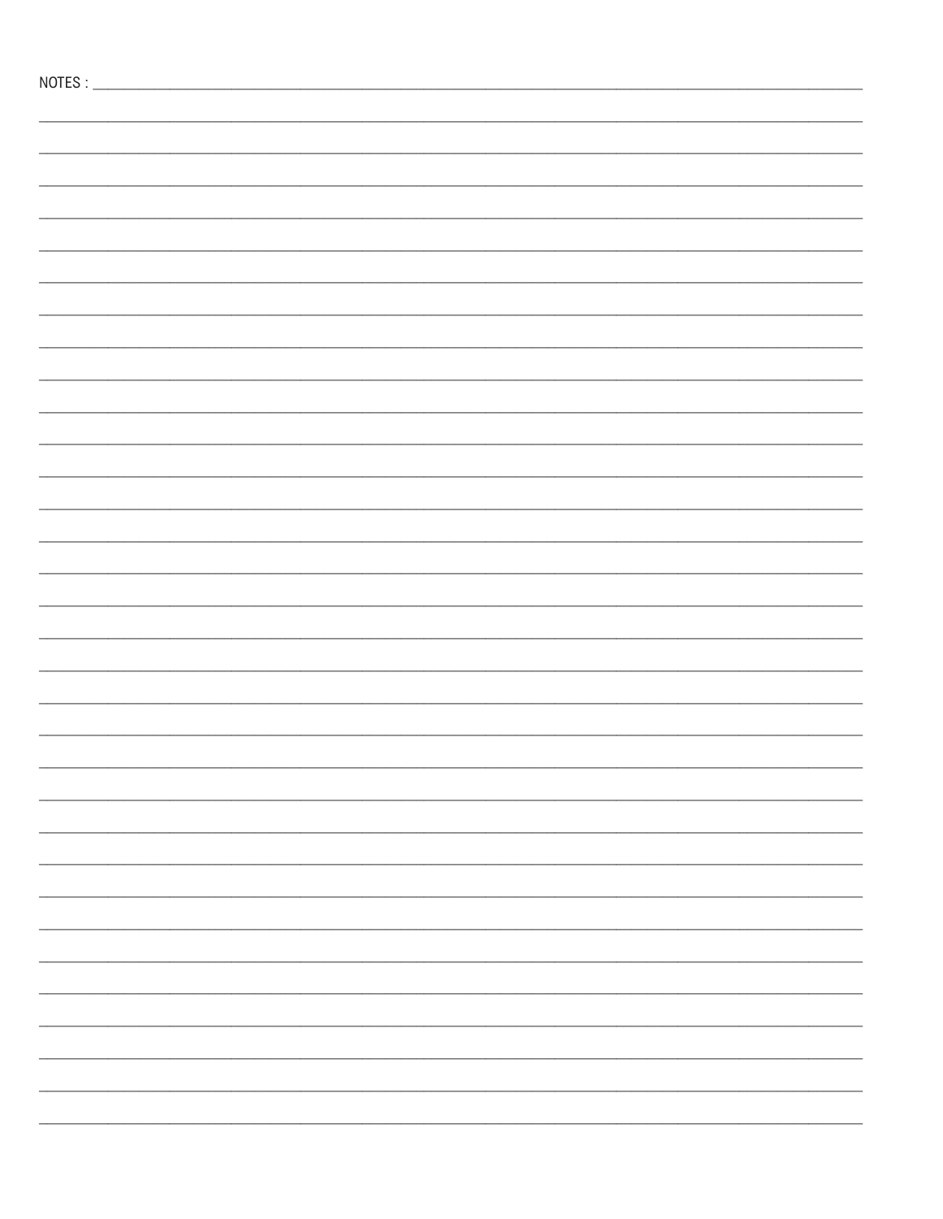NOTES :